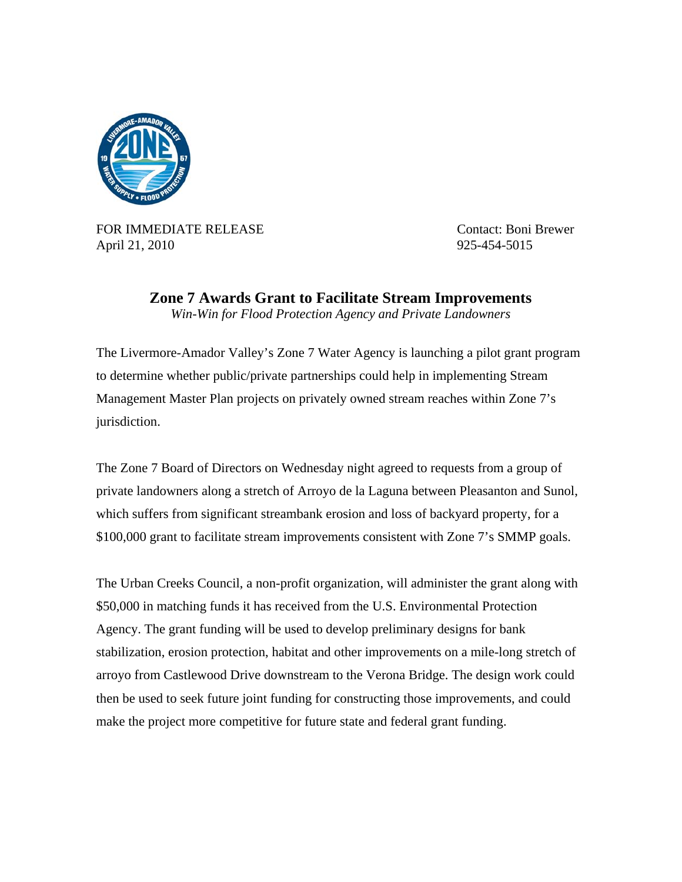FOR IMMEDIATE RELEASE
April 21, 2010

Contact: Boni Brewer
925-454-5015

# Zone 7 Awards Grant to Facilitate Stream Improvements

*Win-Win for Flood Protection Agency and Private Landowners*

The Livermore-Amador Valley's Zone 7 Water Agency is launching a pilot grant program to determine whether public/private partnerships could help in implementing Stream Management Master Plan projects on privately owned stream reaches within Zone 7's jurisdiction.

The Zone 7 Board of Directors on Wednesday night agreed to requests from a group of private landowners along a stretch of Arroyo de la Laguna between Pleasanton and Sunol, which suffers from significant streambank erosion and loss of backyard property, for a $100,000 grant to facilitate stream improvements consistent with Zone 7's SMMP goals.

The Urban Creeks Council, a non-profit organization, will administer the grant along with $50,000 in matching funds it has received from the U.S. Environmental Protection Agency. The grant funding will be used to develop preliminary designs for bank stabilization, erosion protection, habitat and other improvements on a mile-long stretch of arroyo from Castlewood Drive downstream to the Verona Bridge. The design work could then be used to seek future joint funding for constructing those improvements, and could make the project more competitive for future state and federal grant funding.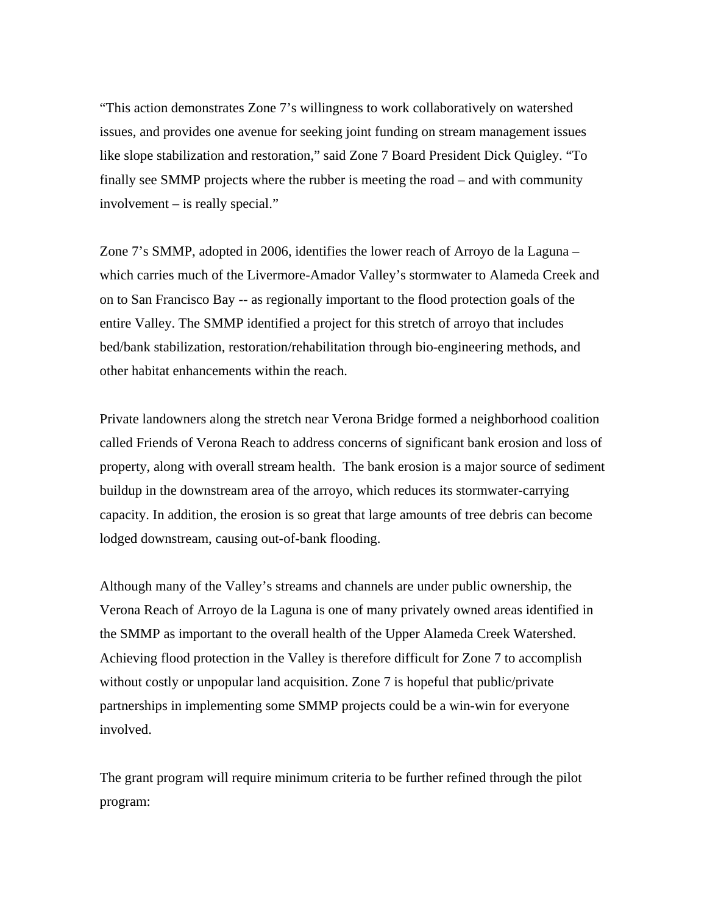"This action demonstrates Zone 7's willingness to work collaboratively on watershed issues, and provides one avenue for seeking joint funding on stream management issues like slope stabilization and restoration," said Zone 7 Board President Dick Quigley. "To finally see SMMP projects where the rubber is meeting the road – and with community involvement – is really special."

Zone 7's SMMP, adopted in 2006, identifies the lower reach of Arroyo de la Laguna – which carries much of the Livermore-Amador Valley's stormwater to Alameda Creek and on to San Francisco Bay -- as regionally important to the flood protection goals of the entire Valley. The SMMP identified a project for this stretch of arroyo that includes bed/bank stabilization, restoration/rehabilitation through bio-engineering methods, and other habitat enhancements within the reach.

Private landowners along the stretch near Verona Bridge formed a neighborhood coalition called Friends of Verona Reach to address concerns of significant bank erosion and loss of property, along with overall stream health. The bank erosion is a major source of sediment buildup in the downstream area of the arroyo, which reduces its stormwater-carrying capacity. In addition, the erosion is so great that large amounts of tree debris can become lodged downstream, causing out-of-bank flooding.

Although many of the Valley's streams and channels are under public ownership, the Verona Reach of Arroyo de la Laguna is one of many privately owned areas identified in the SMMP as important to the overall health of the Upper Alameda Creek Watershed. Achieving flood protection in the Valley is therefore difficult for Zone 7 to accomplish without costly or unpopular land acquisition. Zone 7 is hopeful that public/private partnerships in implementing some SMMP projects could be a win-win for everyone involved.

The grant program will require minimum criteria to be further refined through the pilot program: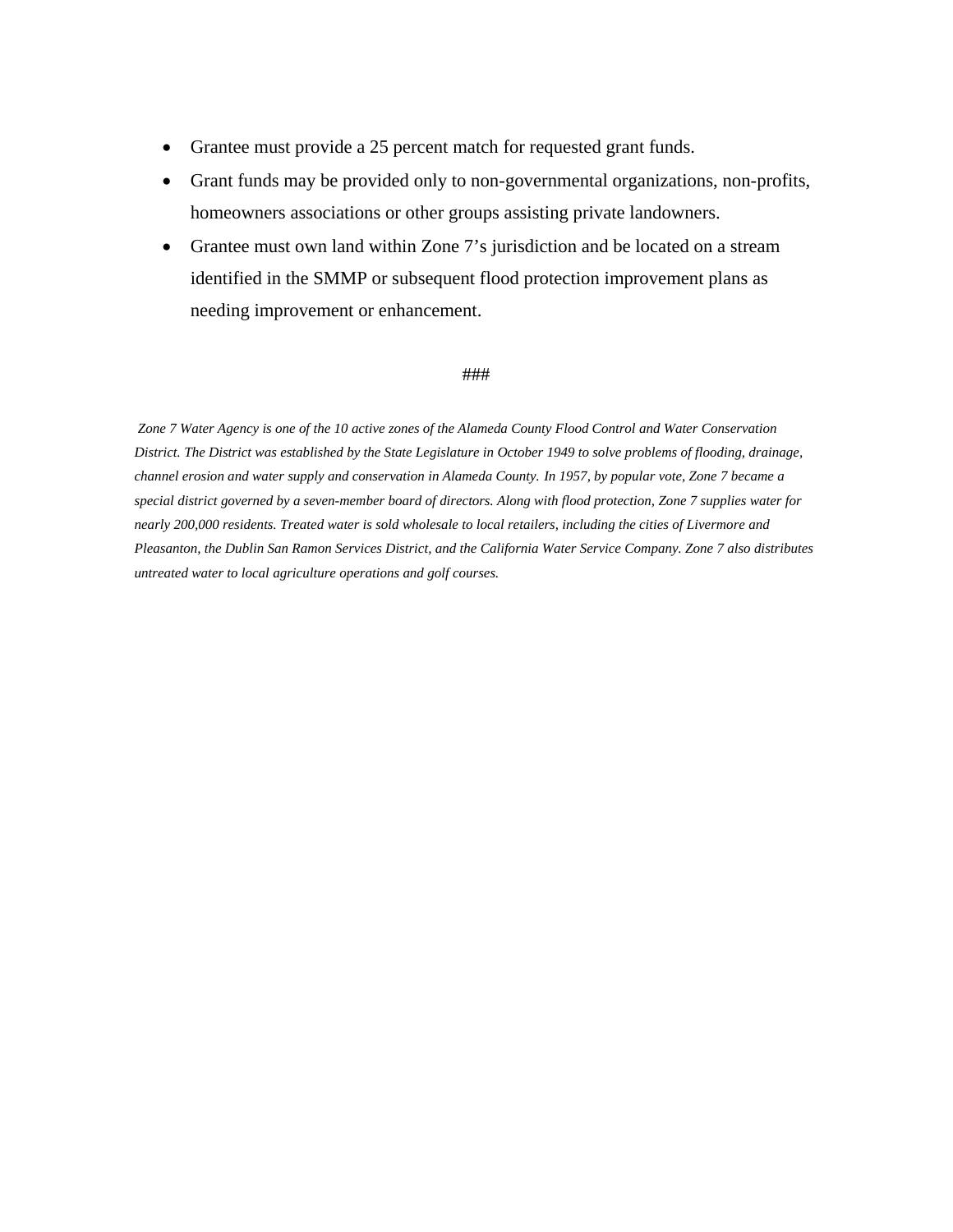- Grantee must provide a 25 percent match for requested grant funds.
- Grant funds may be provided only to non-governmental organizations, non-profits, homeowners associations or other groups assisting private landowners.
- Grantee must own land within Zone 7's jurisdiction and be located on a stream identified in the SMMP or subsequent flood protection improvement plans as needing improvement or enhancement.

###

*Zone 7 Water Agency is one of the 10 active zones of the Alameda County Flood Control and Water Conservation District. The District was established by the State Legislature in October 1949 to solve problems of flooding, drainage, channel erosion and water supply and conservation in Alameda County. In 1957, by popular vote, Zone 7 became a special district governed by a seven-member board of directors. Along with flood protection, Zone 7 supplies water for nearly 200,000 residents. Treated water is sold wholesale to local retailers, including the cities of Livermore and Pleasanton, the Dublin San Ramon Services District, and the California Water Service Company. Zone 7 also distributes untreated water to local agriculture operations and golf courses.*